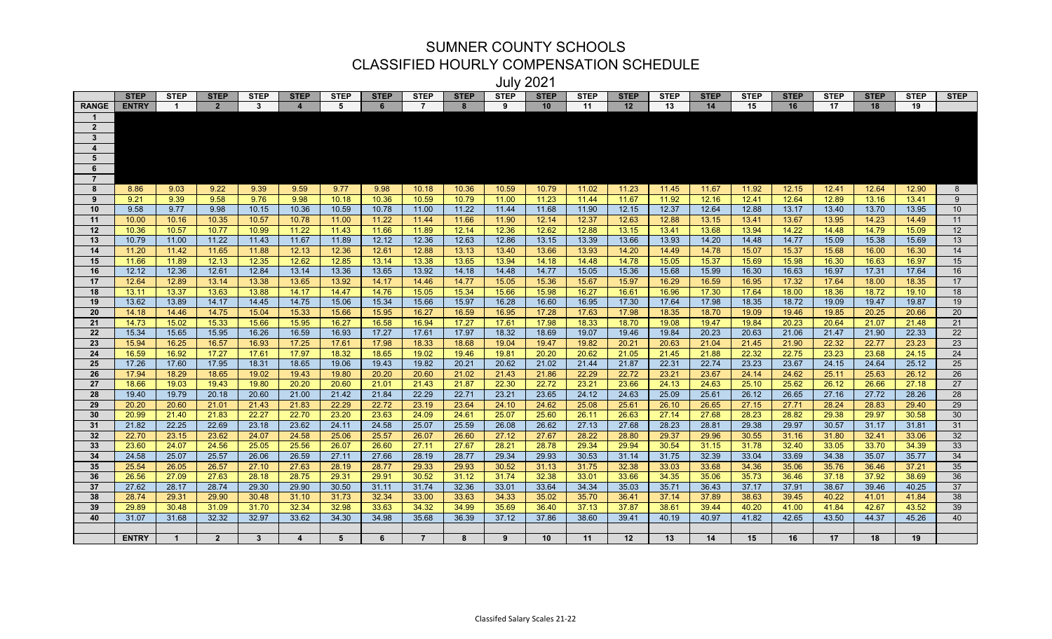# SUMNER COUNTY SCHOOLS
## CLASSIFIED HOURLY COMPENSATION SCHEDULE
### July 2021

| | STEP | STEP | STEP | STEP | STEP | STEP | STEP | STEP | STEP | STEP | STEP | STEP | STEP | STEP | STEP | STEP | STEP | STEP | STEP | STEP | STEP |
|---|---|---|---|---|---|---|---|---|---|---|---|---|---|---|---|---|---|---|---|---|---|
| **RANGE** | **ENTRY** | **1** | **2** | **3** | **4** | **5** | **6** | **7** | **8** | **9** | **10** | **11** | **12** | **13** | **14** | **15** | **16** | **17** | **18** | **19** | |
| 1 | | | | | | | | | | | | | | | | | | | | | |
| 2 | | | | | | | | | | | | | | | | | | | | | |
| 3 | | | | | | | | | | | | | | | | | | | | | |
| 4 | | | | | | | | | | | | | | | | | | | | | |
| 5 | | | | | | | | | | | | | | | | | | | | | |
| 6 | | | | | | | | | | | | | | | | | | | | | |
| 7 | | | | | | | | | | | | | | | | | | | | | |
| 8 | 8.86 | 9.03 | 9.22 | 9.39 | 9.59 | 9.77 | 9.98 | 10.18 | 10.36 | 10.59 | 10.79 | 11.02 | 11.23 | 11.45 | 11.67 | 11.92 | 12.15 | 12.41 | 12.64 | 12.90 | 8 |
| 9 | 9.21 | 9.39 | 9.58 | 9.76 | 9.98 | 10.18 | 10.36 | 10.59 | 10.79 | 11.00 | 11.23 | 11.44 | 11.67 | 11.92 | 12.16 | 12.41 | 12.64 | 12.89 | 13.16 | 13.41 | 9 |
| 10 | 9.58 | 9.77 | 9.98 | 10.15 | 10.36 | 10.59 | 10.78 | 11.00 | 11.22 | 11.44 | 11.68 | 11.90 | 12.15 | 12.37 | 12.64 | 12.88 | 13.17 | 13.40 | 13.70 | 13.95 | 10 |
| 11 | 10.00 | 10.16 | 10.35 | 10.57 | 10.78 | 11.00 | 11.22 | 11.44 | 11.66 | 11.90 | 12.14 | 12.37 | 12.63 | 12.88 | 13.15 | 13.41 | 13.67 | 13.95 | 14.23 | 14.49 | 11 |
| 12 | 10.36 | 10.57 | 10.77 | 10.99 | 11.22 | 11.43 | 11.66 | 11.89 | 12.14 | 12.36 | 12.62 | 12.88 | 13.15 | 13.41 | 13.68 | 13.94 | 14.22 | 14.48 | 14.79 | 15.09 | 12 |
| 13 | 10.79 | 11.00 | 11.22 | 11.43 | 11.67 | 11.89 | 12.12 | 12.36 | 12.63 | 12.86 | 13.15 | 13.39 | 13.66 | 13.93 | 14.20 | 14.48 | 14.77 | 15.09 | 15.38 | 15.69 | 13 |
| 14 | 11.20 | 11.42 | 11.65 | 11.88 | 12.13 | 12.36 | 12.61 | 12.88 | 13.13 | 13.40 | 13.66 | 13.93 | 14.20 | 14.49 | 14.78 | 15.07 | 15.37 | 15.68 | 16.00 | 16.30 | 14 |
| 15 | 11.66 | 11.89 | 12.13 | 12.35 | 12.62 | 12.85 | 13.14 | 13.38 | 13.65 | 13.94 | 14.18 | 14.48 | 14.78 | 15.05 | 15.37 | 15.69 | 15.98 | 16.30 | 16.63 | 16.97 | 15 |
| 16 | 12.12 | 12.36 | 12.61 | 12.84 | 13.14 | 13.36 | 13.65 | 13.92 | 14.18 | 14.48 | 14.77 | 15.05 | 15.36 | 15.68 | 15.99 | 16.30 | 16.63 | 16.97 | 17.31 | 17.64 | 16 |
| 17 | 12.64 | 12.89 | 13.14 | 13.38 | 13.65 | 13.92 | 14.17 | 14.46 | 14.77 | 15.05 | 15.36 | 15.67 | 15.97 | 16.29 | 16.59 | 16.95 | 17.32 | 17.64 | 18.00 | 18.35 | 17 |
| 18 | 13.11 | 13.37 | 13.63 | 13.88 | 14.17 | 14.47 | 14.76 | 15.05 | 15.34 | 15.66 | 15.98 | 16.27 | 16.61 | 16.96 | 17.30 | 17.64 | 18.00 | 18.36 | 18.72 | 19.10 | 18 |
| 19 | 13.62 | 13.89 | 14.17 | 14.45 | 14.75 | 15.06 | 15.34 | 15.66 | 15.97 | 16.28 | 16.60 | 16.95 | 17.30 | 17.64 | 17.98 | 18.35 | 18.72 | 19.09 | 19.47 | 19.87 | 19 |
| 20 | 14.18 | 14.46 | 14.75 | 15.04 | 15.33 | 15.66 | 15.95 | 16.27 | 16.59 | 16.95 | 17.28 | 17.63 | 17.98 | 18.35 | 18.70 | 19.09 | 19.46 | 19.85 | 20.25 | 20.66 | 20 |
| 21 | 14.73 | 15.02 | 15.33 | 15.66 | 15.95 | 16.27 | 16.58 | 16.94 | 17.27 | 17.61 | 17.98 | 18.33 | 18.70 | 19.08 | 19.47 | 19.84 | 20.23 | 20.64 | 21.07 | 21.48 | 21 |
| 22 | 15.34 | 15.65 | 15.95 | 16.26 | 16.59 | 16.93 | 17.27 | 17.61 | 17.97 | 18.32 | 18.69 | 19.07 | 19.46 | 19.84 | 20.23 | 20.63 | 21.06 | 21.47 | 21.90 | 22.33 | 22 |
| 23 | 15.94 | 16.25 | 16.57 | 16.93 | 17.25 | 17.61 | 17.98 | 18.33 | 18.68 | 19.04 | 19.47 | 19.82 | 20.21 | 20.63 | 21.04 | 21.45 | 21.90 | 22.32 | 22.77 | 23.23 | 23 |
| 24 | 16.59 | 16.92 | 17.27 | 17.61 | 17.97 | 18.32 | 18.65 | 19.02 | 19.46 | 19.81 | 20.20 | 20.62 | 21.05 | 21.45 | 21.88 | 22.32 | 22.75 | 23.23 | 23.68 | 24.15 | 24 |
| 25 | 17.26 | 17.60 | 17.95 | 18.31 | 18.65 | 19.06 | 19.43 | 19.82 | 20.21 | 20.62 | 21.02 | 21.44 | 21.87 | 22.31 | 22.74 | 23.23 | 23.67 | 24.15 | 24.64 | 25.12 | 25 |
| 26 | 17.94 | 18.29 | 18.65 | 19.02 | 19.43 | 19.80 | 20.20 | 20.60 | 21.02 | 21.43 | 21.86 | 22.29 | 22.72 | 23.21 | 23.67 | 24.14 | 24.62 | 25.11 | 25.63 | 26.12 | 26 |
| 27 | 18.66 | 19.03 | 19.43 | 19.80 | 20.20 | 20.60 | 21.01 | 21.43 | 21.87 | 22.30 | 22.72 | 23.21 | 23.66 | 24.13 | 24.63 | 25.10 | 25.62 | 26.12 | 26.66 | 27.18 | 27 |
| 28 | 19.40 | 19.79 | 20.18 | 20.60 | 21.00 | 21.42 | 21.84 | 22.29 | 22.71 | 23.21 | 23.65 | 24.12 | 24.63 | 25.09 | 25.61 | 26.12 | 26.65 | 27.16 | 27.72 | 28.26 | 28 |
| 29 | 20.20 | 20.60 | 21.01 | 21.43 | 21.83 | 22.29 | 22.72 | 23.19 | 23.64 | 24.10 | 24.62 | 25.08 | 25.61 | 26.10 | 26.65 | 27.15 | 27.71 | 28.24 | 28.83 | 29.40 | 29 |
| 30 | 20.99 | 21.40 | 21.83 | 22.27 | 22.70 | 23.20 | 23.63 | 24.09 | 24.61 | 25.07 | 25.60 | 26.11 | 26.63 | 27.14 | 27.68 | 28.23 | 28.82 | 29.38 | 29.97 | 30.58 | 30 |
| 31 | 21.82 | 22.25 | 22.69 | 23.18 | 23.62 | 24.11 | 24.58 | 25.07 | 25.59 | 26.08 | 26.62 | 27.13 | 27.68 | 28.23 | 28.81 | 29.38 | 29.97 | 30.57 | 31.17 | 31.81 | 31 |
| 32 | 22.70 | 23.15 | 23.62 | 24.07 | 24.58 | 25.06 | 25.57 | 26.07 | 26.60 | 27.12 | 27.67 | 28.22 | 28.80 | 29.37 | 29.96 | 30.55 | 31.16 | 31.80 | 32.41 | 33.06 | 32 |
| 33 | 23.60 | 24.07 | 24.56 | 25.05 | 25.56 | 26.07 | 26.60 | 27.11 | 27.67 | 28.21 | 28.78 | 29.34 | 29.94 | 30.54 | 31.15 | 31.78 | 32.40 | 33.05 | 33.70 | 34.39 | 33 |
| 34 | 24.58 | 25.07 | 25.57 | 26.06 | 26.59 | 27.11 | 27.66 | 28.19 | 28.77 | 29.34 | 29.93 | 30.53 | 31.14 | 31.75 | 32.39 | 33.04 | 33.69 | 34.38 | 35.07 | 35.77 | 34 |
| 35 | 25.54 | 26.05 | 26.57 | 27.10 | 27.63 | 28.19 | 28.77 | 29.33 | 29.93 | 30.52 | 31.13 | 31.75 | 32.38 | 33.03 | 33.68 | 34.36 | 35.06 | 35.76 | 36.46 | 37.21 | 35 |
| 36 | 26.56 | 27.09 | 27.63 | 28.18 | 28.75 | 29.31 | 29.91 | 30.52 | 31.12 | 31.74 | 32.38 | 33.01 | 33.66 | 34.35 | 35.06 | 35.73 | 36.46 | 37.18 | 37.92 | 38.69 | 36 |
| 37 | 27.62 | 28.17 | 28.74 | 29.30 | 29.90 | 30.50 | 31.11 | 31.74 | 32.36 | 33.01 | 33.64 | 34.34 | 35.03 | 35.71 | 36.43 | 37.17 | 37.91 | 38.67 | 39.46 | 40.25 | 37 |
| 38 | 28.74 | 29.31 | 29.90 | 30.48 | 31.10 | 31.73 | 32.34 | 33.00 | 33.63 | 34.33 | 35.02 | 35.70 | 36.41 | 37.14 | 37.89 | 38.63 | 39.45 | 40.22 | 41.01 | 41.84 | 38 |
| 39 | 29.89 | 30.48 | 31.09 | 31.70 | 32.34 | 32.98 | 33.63 | 34.32 | 34.99 | 35.69 | 36.40 | 37.13 | 37.87 | 38.61 | 39.44 | 40.20 | 41.00 | 41.84 | 42.67 | 43.52 | 39 |
| 40 | 31.07 | 31.68 | 32.32 | 32.97 | 33.62 | 34.30 | 34.98 | 35.68 | 36.39 | 37.12 | 37.86 | 38.60 | 39.41 | 40.19 | 40.97 | 41.82 | 42.65 | 43.50 | 44.37 | 45.26 | 40 |
| | | | | | | | | | | | | | | | | | | | | | |
| | **ENTRY** | **1** | **2** | **3** | **4** | **5** | **6** | **7** | **8** | **9** | **10** | **11** | **12** | **13** | **14** | **15** | **16** | **17** | **18** | **19** | |

Classifed Salary Scales 21-22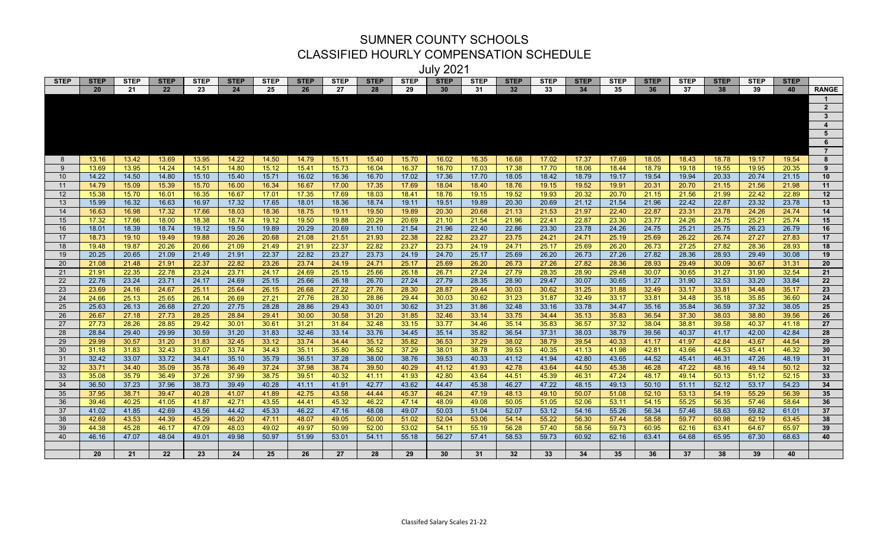# SUMNER COUNTY SCHOOLS

## CLASSIFIED HOURLY COMPENSATION SCHEDULE

### July 2021

| STEP | STEP 20 | STEP 21 | STEP 22 | STEP 23 | STEP 24 | STEP 25 | STEP 26 | STEP 27 | STEP 28 | STEP 29 | STEP 30 | STEP 31 | STEP 32 | STEP 33 | STEP 34 | STEP 35 | STEP 36 | STEP 37 | STEP 38 | STEP 39 | STEP 40 | RANGE |
|---|---|---|---|---|---|---|---|---|---|---|---|---|---|---|---|---|---|---|---|---|---|---|
| | | | | | | | | | | | | | | | | | | | | | | 1 |
| | | | | | | | | | | | | | | | | | | | | | | 2 |
| | | | | | | | | | | | | | | | | | | | | | | 3 |
| | | | | | | | | | | | | | | | | | | | | | | 4 |
| | | | | | | | | | | | | | | | | | | | | | | 5 |
| | | | | | | | | | | | | | | | | | | | | | | 6 |
| | | | | | | | | | | | | | | | | | | | | | | 7 |
| 8 | 13.16 | 13.42 | 13.69 | 13.95 | 14.22 | 14.50 | 14.79 | 15.11 | 15.40 | 15.70 | 16.02 | 16.35 | 16.68 | 17.02 | 17.37 | 17.69 | 18.05 | 18.43 | 18.78 | 19.17 | 19.54 | 8 |
| 9 | 13.69 | 13.95 | 14.24 | 14.51 | 14.80 | 15.12 | 15.41 | 15.73 | 16.04 | 16.37 | 16.70 | 17.03 | 17.38 | 17.70 | 18.06 | 18.44 | 18.79 | 19.18 | 19.55 | 19.95 | 20.35 | 9 |
| 10 | 14.22 | 14.50 | 14.80 | 15.10 | 15.40 | 15.71 | 16.02 | 16.36 | 16.70 | 17.02 | 17.36 | 17.70 | 18.05 | 18.42 | 18.79 | 19.17 | 19.54 | 19.94 | 20.33 | 20.74 | 21.15 | 10 |
| 11 | 14.79 | 15.09 | 15.39 | 15.70 | 16.00 | 16.34 | 16.67 | 17.00 | 17.35 | 17.69 | 18.04 | 18.40 | 18.76 | 19.15 | 19.52 | 19.91 | 20.31 | 20.70 | 21.15 | 21.56 | 21.98 | 11 |
| 12 | 15.38 | 15.70 | 16.01 | 16.35 | 16.67 | 17.01 | 17.35 | 17.69 | 18.03 | 18.41 | 18.76 | 19.15 | 19.52 | 19.93 | 20.32 | 20.70 | 21.15 | 21.56 | 21.99 | 22.42 | 22.89 | 12 |
| 13 | 15.99 | 16.32 | 16.63 | 16.97 | 17.32 | 17.65 | 18.01 | 18.36 | 18.74 | 19.11 | 19.51 | 19.89 | 20.30 | 20.69 | 21.12 | 21.54 | 21.96 | 22.42 | 22.87 | 23.32 | 23.78 | 13 |
| 14 | 16.63 | 16.98 | 17.32 | 17.66 | 18.03 | 18.36 | 18.75 | 19.11 | 19.50 | 19.89 | 20.30 | 20.68 | 21.13 | 21.53 | 21.97 | 22.40 | 22.87 | 23.31 | 23.78 | 24.26 | 24.74 | 14 |
| 15 | 17.32 | 17.66 | 18.00 | 18.38 | 18.74 | 19.12 | 19.50 | 19.88 | 20.29 | 20.69 | 21.10 | 21.54 | 21.96 | 22.41 | 22.87 | 23.30 | 23.77 | 24.26 | 24.75 | 25.21 | 25.74 | 15 |
| 16 | 18.01 | 18.39 | 18.74 | 19.12 | 19.50 | 19.89 | 20.29 | 20.69 | 21.10 | 21.54 | 21.96 | 22.40 | 22.86 | 23.30 | 23.78 | 24.26 | 24.75 | 25.21 | 25.75 | 26.23 | 26.79 | 16 |
| 17 | 18.73 | 19.10 | 19.49 | 19.88 | 20.26 | 20.68 | 21.08 | 21.51 | 21.93 | 22.38 | 22.82 | 23.27 | 23.75 | 24.21 | 24.71 | 25.19 | 25.69 | 26.22 | 26.74 | 27.27 | 27.83 | 17 |
| 18 | 19.48 | 19.87 | 20.26 | 20.66 | 21.09 | 21.49 | 21.91 | 22.37 | 22.82 | 23.27 | 23.73 | 24.19 | 24.71 | 25.17 | 25.69 | 26.20 | 26.73 | 27.25 | 27.82 | 28.36 | 28.93 | 18 |
| 19 | 20.25 | 20.65 | 21.09 | 21.49 | 21.91 | 22.37 | 22.82 | 23.27 | 23.73 | 24.19 | 24.70 | 25.17 | 25.69 | 26.20 | 26.73 | 27.26 | 27.82 | 28.36 | 28.93 | 29.49 | 30.08 | 19 |
| 20 | 21.08 | 21.48 | 21.91 | 22.37 | 22.82 | 23.26 | 23.74 | 24.19 | 24.71 | 25.17 | 25.69 | 26.20 | 26.73 | 27.26 | 27.82 | 28.36 | 28.93 | 29.49 | 30.09 | 30.67 | 31.31 | 20 |
| 21 | 21.91 | 22.35 | 22.78 | 23.24 | 23.71 | 24.17 | 24.69 | 25.15 | 25.66 | 26.18 | 26.71 | 27.24 | 27.79 | 28.35 | 28.90 | 29.48 | 30.07 | 30.65 | 31.27 | 31.90 | 32.54 | 21 |
| 22 | 22.76 | 23.24 | 23.71 | 24.17 | 24.69 | 25.15 | 25.66 | 26.18 | 26.70 | 27.24 | 27.79 | 28.35 | 28.90 | 29.47 | 30.07 | 30.65 | 31.27 | 31.90 | 32.53 | 33.20 | 33.84 | 22 |
| 23 | 23.69 | 24.16 | 24.67 | 25.11 | 25.64 | 26.15 | 26.68 | 27.22 | 27.76 | 28.30 | 28.87 | 29.44 | 30.03 | 30.62 | 31.25 | 31.88 | 32.49 | 33.17 | 33.81 | 34.48 | 35.17 | 23 |
| 24 | 24.66 | 25.13 | 25.65 | 26.14 | 26.69 | 27.21 | 27.76 | 28.30 | 28.86 | 29.44 | 30.03 | 30.62 | 31.23 | 31.87 | 32.49 | 33.17 | 33.81 | 34.48 | 35.18 | 35.85 | 36.60 | 24 |
| 25 | 25.63 | 26.13 | 26.68 | 27.20 | 27.75 | 28.28 | 28.86 | 29.43 | 30.01 | 30.62 | 31.23 | 31.86 | 32.48 | 33.16 | 33.78 | 34.47 | 35.16 | 35.84 | 36.59 | 37.32 | 38.05 | 25 |
| 26 | 26.67 | 27.18 | 27.73 | 28.25 | 28.84 | 29.41 | 30.00 | 30.58 | 31.20 | 31.85 | 32.46 | 33.14 | 33.75 | 34.44 | 35.13 | 35.83 | 36.54 | 37.30 | 38.03 | 38.80 | 39.56 | 26 |
| 27 | 27.73 | 28.26 | 28.85 | 29.42 | 30.01 | 30.61 | 31.21 | 31.84 | 32.48 | 33.15 | 33.77 | 34.46 | 35.14 | 35.83 | 36.57 | 37.32 | 38.04 | 38.81 | 39.58 | 40.37 | 41.18 | 27 |
| 28 | 28.84 | 29.40 | 29.99 | 30.59 | 31.20 | 31.83 | 32.46 | 33.14 | 33.76 | 34.45 | 35.14 | 35.82 | 36.54 | 37.31 | 38.03 | 38.79 | 39.56 | 40.37 | 41.17 | 42.00 | 42.84 | 28 |
| 29 | 29.99 | 30.57 | 31.20 | 31.83 | 32.45 | 33.12 | 33.74 | 34.44 | 35.12 | 35.82 | 36.53 | 37.29 | 38.02 | 38.79 | 39.54 | 40.33 | 41.17 | 41.97 | 42.84 | 43.67 | 44.54 | 29 |
| 30 | 31.18 | 31.83 | 32.43 | 33.07 | 33.74 | 34.43 | 35.11 | 35.80 | 36.52 | 37.29 | 38.01 | 38.78 | 39.53 | 40.35 | 41.13 | 41.98 | 42.81 | 43.66 | 44.53 | 45.41 | 46.32 | 30 |
| 31 | 32.42 | 33.07 | 33.72 | 34.41 | 35.10 | 35.79 | 36.51 | 37.28 | 38.00 | 38.76 | 39.53 | 40.33 | 41.12 | 41.94 | 42.80 | 43.65 | 44.52 | 45.41 | 46.31 | 47.26 | 48.19 | 31 |
| 32 | 33.71 | 34.40 | 35.09 | 35.78 | 36.49 | 37.24 | 37.98 | 38.74 | 39.50 | 40.29 | 41.12 | 41.93 | 42.78 | 43.64 | 44.50 | 45.38 | 46.28 | 47.22 | 48.16 | 49.14 | 50.12 | 32 |
| 33 | 35.08 | 35.79 | 36.49 | 37.26 | 37.99 | 38.75 | 39.51 | 40.32 | 41.11 | 41.93 | 42.80 | 43.64 | 44.51 | 45.39 | 46.31 | 47.24 | 48.17 | 49.14 | 50.13 | 51.12 | 52.15 | 33 |
| 34 | 36.50 | 37.23 | 37.96 | 38.73 | 39.49 | 40.28 | 41.11 | 41.91 | 42.77 | 43.62 | 44.47 | 45.38 | 46.27 | 47.22 | 48.15 | 49.13 | 50.10 | 51.11 | 52.12 | 53.17 | 54.23 | 34 |
| 35 | 37.95 | 38.71 | 39.47 | 40.28 | 41.07 | 41.89 | 42.75 | 43.58 | 44.44 | 45.37 | 46.24 | 47.19 | 48.13 | 49.10 | 50.07 | 51.08 | 52.10 | 53.13 | 54.19 | 55.29 | 56.39 | 35 |
| 36 | 39.46 | 40.25 | 41.05 | 41.87 | 42.71 | 43.55 | 44.41 | 45.32 | 46.22 | 47.14 | 48.09 | 49.08 | 50.05 | 51.05 | 52.06 | 53.11 | 54.15 | 55.25 | 56.35 | 57.46 | 58.64 | 36 |
| 37 | 41.02 | 41.85 | 42.69 | 43.56 | 44.42 | 45.33 | 46.22 | 47.16 | 48.08 | 49.07 | 50.03 | 51.04 | 52.07 | 53.12 | 54.16 | 55.26 | 56.34 | 57.46 | 58.63 | 59.82 | 61.01 | 37 |
| 38 | 42.69 | 43.53 | 44.39 | 45.29 | 46.20 | 47.11 | 48.07 | 49.05 | 50.00 | 51.02 | 52.04 | 53.06 | 54.14 | 55.22 | 56.30 | 57.44 | 58.58 | 59.77 | 60.98 | 62.19 | 63.45 | 38 |
| 39 | 44.38 | 45.28 | 46.17 | 47.09 | 48.03 | 49.02 | 49.97 | 50.99 | 52.00 | 53.02 | 54.11 | 55.19 | 56.28 | 57.40 | 58.56 | 59.73 | 60.95 | 62.16 | 63.41 | 64.67 | 65.97 | 39 |
| 40 | 46.16 | 47.07 | 48.04 | 49.01 | 49.98 | 50.97 | 51.99 | 53.01 | 54.11 | 55.18 | 56.27 | 57.41 | 58.53 | 59.73 | 60.92 | 62.16 | 63.41 | 64.68 | 65.95 | 67.30 | 68.63 | 40 |
| | | | | | | | | | | | | | | | | | | | | | | |
| | 20 | 21 | 22 | 23 | 24 | 25 | 26 | 27 | 28 | 29 | 30 | 31 | 32 | 33 | 34 | 35 | 36 | 37 | 38 | 39 | 40 | |

Classifed Salary Scales 21-22